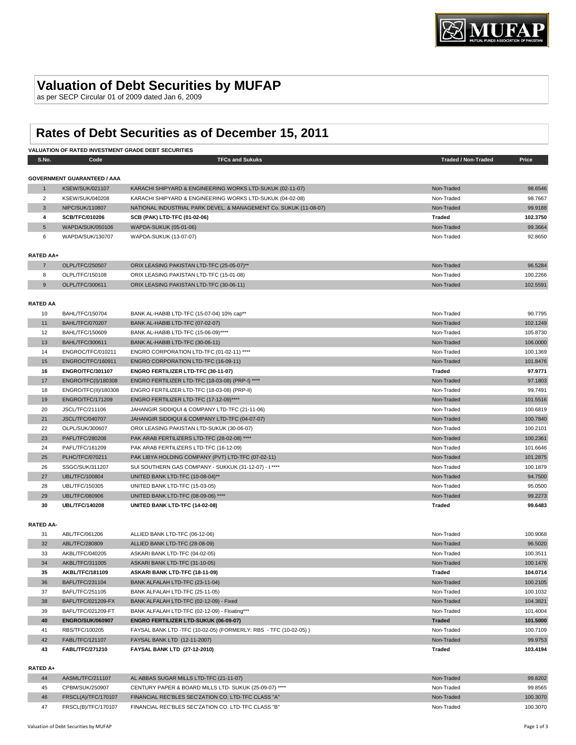# Valuation of Debt Securities by MUFAP

as per SECP Circular 01 of 2009 dated Jan 6, 2009

## Rates of Debt Securities as of December 15, 2011

**VALUATION OF RATED INVESTMENT GRADE DEBT SECURITIES**

| S.No. | Code | TFCs and Sukuks | Traded / Non-Traded | Price |
|---|---|---|---|---|
| **GOVERNMENT GUARANTEED / AAA** | | | | |
| 1 | KSEW/SUK/021107 | KARACHI SHIPYARD & ENGINEERING WORKS LTD-SUKUK (02-11-07) | Non-Traded | 98.6546 |
| 2 | KSEW/SUK/040208 | KARACHI SHIPYARD & ENGINEERING WORKS LTD-SUKUK (04-02-08) | Non-Traded | 98.7667 |
| 3 | NIPC/SUK/110807 | NATIONAL INDUSTRIAL PARK DEVEL. & MANAGEMENT Co. SUKUK (11-08-07) | Non-Traded | 99.9188 |
| **4** | **SCB/TFC/010206** | **SCB (PAK) LTD-TFC (01-02-06)** | **Traded** | **102.3750** |
| 5 | WAPDA/SUK/050106 | WAPDA-SUKUK (05-01-06) | Non-Traded | 99.3664 |
| 6 | WAPDA/SUK/130707 | WAPDA-SUKUK (13-07-07) | Non-Traded | 92.8650 |
| **RATED AA+** | | | | |
| 7 | OLPL/TFC/250507 | ORIX LEASING PAKISTAN LTD-TFC (25-05-07)** | Non-Traded | 96.5284 |
| 8 | OLPL/TFC/150108 | ORIX LEASING PAKISTAN LTD-TFC (15-01-08) | Non-Traded | 100.2266 |
| 9 | OLPL/TFC/300611 | ORIX LEASING PAKISTAN LTD-TFC (30-06-11) | Non-Traded | 102.5591 |
| **RATED AA** | | | | |
| 10 | BAHL/TFC/150704 | BANK AL-HABIB LTD-TFC (15-07-04) 10% cap** | Non-Traded | 90.7795 |
| 11 | BAHL/TFC/070207 | BANK AL-HABIB LTD-TFC (07-02-07) | Non-Traded | 102.1249 |
| 12 | BAHL/TFC/150609 | BANK AL-HABIB LTD-TFC (15-06-09)**** | Non-Traded | 105.8730 |
| 13 | BAHL/TFC/300611 | BANK AL-HABIB LTD-TFC (30-06-11) | Non-Traded | 106.0000 |
| 14 | ENGROC/TFC/010211 | ENGRO CORPORATION LTD-TFC (01-02-11) **** | Non-Traded | 100.1369 |
| 15 | ENGROC/TFC/160911 | ENGRO CORPORATION LTD-TFC (16-09-11) | Non-Traded | 101.8476 |
| **16** | **ENGRO/TFC/301107** | **ENGRO FERTILIZER LTD-TFC (30-11-07)** | **Traded** | **97.9771** |
| 17 | ENGRO/TFC(I)/180308 | ENGRO FERTILIZER LTD-TFC (18-03-08) (PRP-I) **** | Non-Traded | 97.1803 |
| 18 | ENGRO/TFC(II)/180308 | ENGRO FERTILIZER LTD-TFC (18-03-08) (PRP-II) | Non-Traded | 99.7491 |
| 19 | ENGRO/TFC/171209 | ENGRO FERTILIZER LTD-TFC (17-12-09)**** | Non-Traded | 101.5516 |
| 20 | JSCL/TFC/211106 | JAHANGIR SIDDIQUI & COMPANY LTD-TFC (21-11-06) | Non-Traded | 100.6819 |
| 21 | JSCL/TFC/040707 | JAHANGIR SIDDIQUI & COMPANY LTD-TFC (04-07-07) | Non-Traded | 100.7840 |
| 22 | OLPL/SUK/300607 | ORIX LEASING PAKISTAN LTD-SUKUK (30-06-07) | Non-Traded | 100.2101 |
| 23 | PAFL/TFC/280208 | PAK ARAB FERTILIZERS LTD-TFC (28-02-08) **** | Non-Traded | 100.2361 |
| 24 | PAFL/TFC/161209 | PAK ARAB FERTILIZERS LTD-TFC (16-12-09) | Non-Traded | 101.6646 |
| 25 | PLHC/TFC/070211 | PAK LIBYA HOLDING COMPANY (PVT) LTD-TFC (07-02-11) | Non-Traded | 101.2875 |
| 26 | SSGC/SUK/311207 | SUI SOUTHERN GAS COMPANY - SUKKUK (31-12-07) - I **** | Non-Traded | 100.1879 |
| 27 | UBL/TFC/100804 | UNITED BANK LTD-TFC (10-08-04)** | Non-Traded | 94.7500 |
| 28 | UBL/TFC/150305 | UNITED BANK LTD-TFC (15-03-05) | Non-Traded | 95.0500 |
| 29 | UBL/TFC/080906 | UNITED BANK LTD-TFC (08-09-06) **** | Non-Traded | 99.2273 |
| **30** | **UBL/TFC/140208** | **UNITED BANK LTD-TFC (14-02-08)** | **Traded** | **99.6483** |
| **RATED AA-** | | | | |
| 31 | ABL/TFC/061206 | ALLIED BANK LTD-TFC (06-12-06) | Non-Traded | 100.9068 |
| 32 | ABL/TFC/280809 | ALLIED BANK LTD-TFC (28-08-09) | Non-Traded | 96.5020 |
| 33 | AKBL/TFC/040205 | ASKARI BANK LTD-TFC (04-02-05) | Non-Traded | 100.3511 |
| 34 | AKBL/TFC/311005 | ASKARI BANK LTD-TFC (31-10-05) | Non-Traded | 100.1476 |
| **35** | **AKBL/TFC/181109** | **ASKARI BANK LTD-TFC (18-11-09)** | **Traded** | **104.0714** |
| 36 | BAFL/TFC/231104 | BANK ALFALAH LTD-TFC (23-11-04) | Non-Traded | 100.2105 |
| 37 | BAFL/TFC/251105 | BANK ALFALAH LTD-TFC (25-11-05) | Non-Traded | 100.1032 |
| 38 | BAFL/TFC/021209-FX | BANK ALFALAH LTD-TFC (02-12-09) - Fixed | Non-Traded | 104.3821 |
| 39 | BAFL/TFC/021209-FT | BANK ALFALAH LTD-TFC (02-12-09) - Floating*** | Non-Traded | 101.4004 |
| **40** | **ENGRO/SUK/060907** | **ENGRO FERTILIZER LTD-SUKUK (06-09-07)** | **Traded** | **101.5000** |
| 41 | RBS/TFC/100205 | FAYSAL BANK LTD -TFC (10-02-05) (FORMERLY: RBS - TFC (10-02-05) ) | Non-Traded | 100.7109 |
| 42 | FABL/TFC/121107 | FAYSAL BANK LTD (12-11-2007) | Non-Traded | 99.9753 |
| **43** | **FABL/TFC/271210** | **FAYSAL BANK LTD (27-12-2010)** | **Traded** | **103.4194** |
| **RATED A+** | | | | |
| 44 | AASML/TFC/211107 | AL ABBAS SUGAR MILLS LTD-TFC (21-11-07) | Non-Traded | 99.8202 |
| 45 | CPBM/SUK/250907 | CENTURY PAPER & BOARD MILLS LTD- SUKUK (25-09-07) **** | Non-Traded | 99.8565 |
| 46 | FRSCL(A)/TFC/170107 | FINANCIAL REC'BLES SEC'ZATION CO. LTD-TFC CLASS "A" | Non-Traded | 100.3070 |
| 47 | FRSCL(B)/TFC/170107 | FINANCIAL REC'BLES SEC'ZATION CO. LTD-TFC CLASS "B" | Non-Traded | 100.3070 |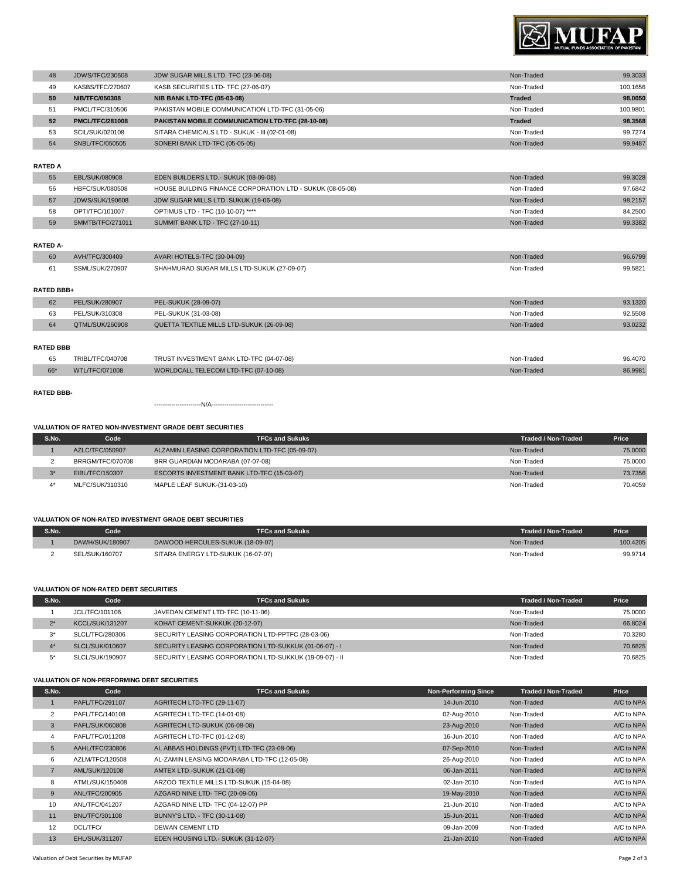| | | | | |
|---|---|---|---|---|
| 48 | JDWS/TFC/230608 | JDW SUGAR MILLS LTD. TFC (23-06-08) | Non-Traded | 99.3033 |
| 49 | KASBS/TFC/270607 | KASB SECURITIES LTD- TFC (27-06-07) | Non-Traded | 100.1656 |
| **50** | **NIB/TFC/050308** | **NIB BANK LTD-TFC (05-03-08)** | **Traded** | **98.0050** |
| 51 | PMCL/TFC/310506 | PAKISTAN MOBILE COMMUNICATION LTD-TFC (31-05-06) | Non-Traded | 100.9801 |
| **52** | **PMCL/TFC/281008** | **PAKISTAN MOBILE COMMUNICATION LTD-TFC (28-10-08)** | **Traded** | **98.3568** |
| 53 | SCIL/SUK/020108 | SITARA CHEMICALS LTD - SUKUK - III (02-01-08) | Non-Traded | 99.7274 |
| 54 | SNBL/TFC/050505 | SONERI BANK LTD-TFC (05-05-05) | Non-Traded | 99.9487 |

**RATED A**

| | | | | |
|---|---|---|---|---|
| 55 | EBL/SUK/080908 | EDEN BUILDERS LTD.- SUKUK (08-09-08) | Non-Traded | 99.3028 |
| 56 | HBFC/SUK/080508 | HOUSE BUILDING FINANCE CORPORATION LTD - SUKUK (08-05-08) | Non-Traded | 97.6842 |
| 57 | JDWS/SUK/190608 | JDW SUGAR MILLS LTD. SUKUK (19-06-08) | Non-Traded | 98.2157 |
| 58 | OPTI/TFC/101007 | OPTIMUS LTD - TFC (10-10-07) **** | Non-Traded | 84.2500 |
| 59 | SMMTB/TFC/271011 | SUMMIT BANK LTD - TFC (27-10-11) | Non-Traded | 99.3382 |

**RATED A-**

| | | | | |
|---|---|---|---|---|
| 60 | AVH/TFC/300409 | AVARI HOTELS-TFC (30-04-09) | Non-Traded | 96.6799 |
| 61 | SSML/SUK/270907 | SHAHMURAD SUGAR MILLS LTD-SUKUK (27-09-07) | Non-Traded | 99.5821 |

**RATED BBB+**

| | | | | |
|---|---|---|---|---|
| 62 | PEL/SUK/280907 | PEL-SUKUK (28-09-07) | Non-Traded | 93.1320 |
| 63 | PEL/SUK/310308 | PEL-SUKUK (31-03-08) | Non-Traded | 92.5508 |
| 64 | QTML/SUK/260908 | QUETTA TEXTILE MILLS LTD-SUKUK (26-09-08) | Non-Traded | 93.0232 |

**RATED BBB**

| | | | | |
|---|---|---|---|---|
| 65 | TRIBL/TFC/040708 | TRUST INVESTMENT BANK LTD-TFC (04-07-08) | Non-Traded | 96.4070 |
| 66* | WTL/TFC/071008 | WORLDCALL TELECOM LTD-TFC (07-10-08) | Non-Traded | 86.9981 |

**RATED BBB-**

----------------------N/A----------------------------

**VALUATION OF RATED NON-INVESTMENT GRADE DEBT SECURITIES**

| S.No. | Code | TFCs and Sukuks | Traded / Non-Traded | Price |
|---|---|---|---|---|
| 1 | AZLC/TFC/050907 | ALZAMIN LEASING CORPORATION LTD-TFC (05-09-07) | Non-Traded | 75.0000 |
| 2 | BRRGM/TFC/070708 | BRR GUARDIAN MODARABA (07-07-08) | Non-Traded | 75.0000 |
| 3* | EIBL/TFC/150307 | ESCORTS INVESTMENT BANK LTD-TFC (15-03-07) | Non-Traded | 73.7356 |
| 4* | MLFC/SUK/310310 | MAPLE LEAF SUKUK-(31-03-10) | Non-Traded | 70.4059 |

**VALUATION OF NON-RATED INVESTMENT GRADE DEBT SECURITIES**

| S.No. | Code | TFCs and Sukuks | Traded / Non-Traded | Price |
|---|---|---|---|---|
| 1 | DAWH/SUK/180907 | DAWOOD HERCULES-SUKUK (18-09-07) | Non-Traded | 100.4205 |
| 2 | SEL/SUK/160707 | SITARA ENERGY LTD-SUKUK (16-07-07) | Non-Traded | 99.9714 |

**VALUATION OF NON-RATED DEBT SECURITIES**

| S.No. | Code | TFCs and Sukuks | Traded / Non-Traded | Price |
|---|---|---|---|---|
| 1 | JCL/TFC/101106 | JAVEDAN CEMENT LTD-TFC (10-11-06) | Non-Traded | 75.0000 |
| 2* | KCCL/SUK/131207 | KOHAT CEMENT-SUKKUK (20-12-07) | Non-Traded | 66.8024 |
| 3* | SLCL/TFC/280306 | SECURITY LEASING CORPORATION LTD-PPTFC (28-03-06) | Non-Traded | 70.3280 |
| 4* | SLCL/SUK/010607 | SECURITY LEASING CORPORATION LTD-SUKKUK (01-06-07) - I | Non-Traded | 70.6825 |
| 5* | SLCL/SUK/190907 | SECURITY LEASING CORPORATION LTD-SUKKUK (19-09-07) - II | Non-Traded | 70.6825 |

**VALUATION OF NON-PERFORMING DEBT SECURITIES**

| S.No. | Code | TFCs and Sukuks | Non-Performing Since | Traded / Non-Traded | Price |
|---|---|---|---|---|---|
| 1 | PAFL/TFC/291107 | AGRITECH LTD-TFC (29-11-07) | 14-Jun-2010 | Non-Traded | A/C to NPA |
| 2 | PAFL/TFC/140108 | AGRITECH LTD-TFC (14-01-08) | 02-Aug-2010 | Non-Traded | A/C to NPA |
| 3 | PAFL/SUK/060808 | AGRITECH LTD-SUKUK (06-08-08) | 23-Aug-2010 | Non-Traded | A/C to NPA |
| 4 | PAFL/TFC/011208 | AGRITECH LTD-TFC (01-12-08) | 16-Jun-2010 | Non-Traded | A/C to NPA |
| 5 | AAHL/TFC/230806 | AL ABBAS HOLDINGS (PVT) LTD-TFC (23-08-06) | 07-Sep-2010 | Non-Traded | A/C to NPA |
| 6 | AZLM/TFC/120508 | AL-ZAMIN LEASING MODARABA LTD-TFC (12-05-08) | 26-Aug-2010 | Non-Traded | A/C to NPA |
| 7 | AML/SUK/120108 | AMTEX LTD.-SUKUK (21-01-08) | 06-Jan-2011 | Non-Traded | A/C to NPA |
| 8 | ATML/SUK/150408 | ARZOO TEXTILE MILLS LTD-SUKUK (15-04-08) | 02-Jan-2010 | Non-Traded | A/C to NPA |
| 9 | ANL/TFC/200905 | AZGARD NINE LTD- TFC (20-09-05) | 19-May-2010 | Non-Traded | A/C to NPA |
| 10 | ANL/TFC/041207 | AZGARD NINE LTD- TFC (04-12-07) PP | 21-Jun-2010 | Non-Traded | A/C to NPA |
| 11 | BNL/TFC/301108 | BUNNY'S LTD. - TFC (30-11-08) | 15-Jun-2011 | Non-Traded | A/C to NPA |
| 12 | DCL/TFC/ | DEWAN CEMENT LTD | 09-Jan-2009 | Non-Traded | A/C to NPA |
| 13 | EHL/SUK/311207 | EDEN HOUSING LTD.- SUKUK (31-12-07) | 21-Jan-2010 | Non-Traded | A/C to NPA |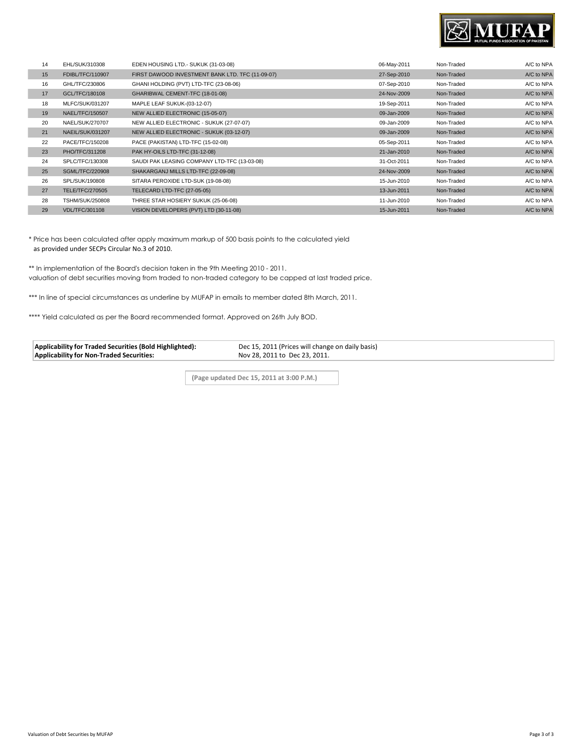| | | | | | |
|---|---|---|---|---|---|
| 14 | EHL/SUK/310308 | EDEN HOUSING LTD.- SUKUK (31-03-08) | 06-May-2011 | Non-Traded | A/C to NPA |
| 15 | FDIBL/TFC/110907 | FIRST DAWOOD INVESTMENT BANK LTD. TFC (11-09-07) | 27-Sep-2010 | Non-Traded | A/C to NPA |
| 16 | GHL/TFC/230806 | GHANI HOLDING (PVT) LTD-TFC (23-08-06) | 07-Sep-2010 | Non-Traded | A/C to NPA |
| 17 | GCL/TFC/180108 | GHARIBWAL CEMENT-TFC (18-01-08) | 24-Nov-2009 | Non-Traded | A/C to NPA |
| 18 | MLFC/SUK/031207 | MAPLE LEAF SUKUK-(03-12-07) | 19-Sep-2011 | Non-Traded | A/C to NPA |
| 19 | NAEL/TFC/150507 | NEW ALLIED ELECTRONIC (15-05-07) | 09-Jan-2009 | Non-Traded | A/C to NPA |
| 20 | NAEL/SUK/270707 | NEW ALLIED ELECTRONIC - SUKUK (27-07-07) | 09-Jan-2009 | Non-Traded | A/C to NPA |
| 21 | NAEIL/SUK/031207 | NEW ALLIED ELECTRONIC - SUKUK (03-12-07) | 09-Jan-2009 | Non-Traded | A/C to NPA |
| 22 | PACE/TFC/150208 | PACE (PAKISTAN) LTD-TFC (15-02-08) | 05-Sep-2011 | Non-Traded | A/C to NPA |
| 23 | PHO/TFC/311208 | PAK HY-OILS LTD-TFC (31-12-08) | 21-Jan-2010 | Non-Traded | A/C to NPA |
| 24 | SPLC/TFC/130308 | SAUDI PAK LEASING COMPANY LTD-TFC (13-03-08) | 31-Oct-2011 | Non-Traded | A/C to NPA |
| 25 | SGML/TFC/220908 | SHAKARGANJ MILLS LTD-TFC (22-09-08) | 24-Nov-2009 | Non-Traded | A/C to NPA |
| 26 | SPL/SUK/190808 | SITARA PEROXIDE LTD-SUK (19-08-08) | 15-Jun-2010 | Non-Traded | A/C to NPA |
| 27 | TELE/TFC/270505 | TELECARD LTD-TFC (27-05-05) | 13-Jun-2011 | Non-Traded | A/C to NPA |
| 28 | TSHM/SUK/250808 | THREE STAR HOSIERY SUKUK (25-06-08) | 11-Jun-2010 | Non-Traded | A/C to NPA |
| 29 | VDL/TFC/301108 | VISION DEVELOPERS (PVT) LTD (30-11-08) | 15-Jun-2011 | Non-Traded | A/C to NPA |

* Price has been calculated after apply maximum markup of 500 basis points to the calculated yield as provided under SECPs Circular No.3 of 2010.

** In implementation of the Board's decision taken in the 9th Meeting 2010 - 2011.
valuation of debt securities moving from traded to non-traded category to be capped at last traded price.

*** In line of special circumstances as underline by MUFAP in emails to member dated 8th March, 2011.

**** Yield calculated as per the Board recommended format. Approved on 26th July BOD.

| | |
|---|---|
| **Applicability for Traded Securities (Bold Highlighted):** | Dec 15, 2011 (Prices will change on daily basis) |
| **Applicability for Non-Traded Securities:** | Nov 28, 2011 to Dec 23, 2011. |

**(Page updated Dec 15, 2011 at 3:00 P.M.)**